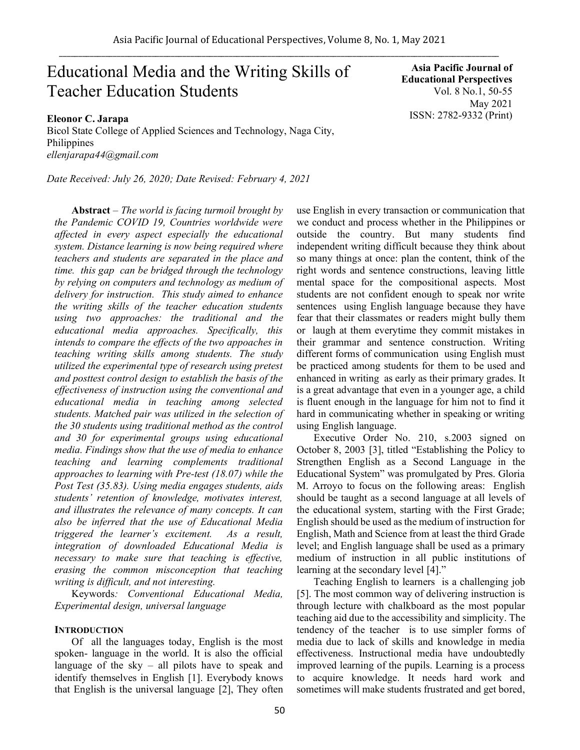# Educational Media and the Writing Skills of Teacher Education Students

**Asia Pacific Journal of Educational Perspectives**
Vol. 8 No.1, 50-55
May 2021
ISSN: 2782-9332 (Print)

**Eleonor C. Jarapa**
Bicol State College of Applied Sciences and Technology, Naga City, Philippines
*ellenjarapa44@gmail.com*

*Date Received: July 26, 2020; Date Revised: February 4, 2021*

**Abstract** – *The world is facing turmoil brought by the Pandemic COVID 19, Countries worldwide were affected in every aspect especially the educational system. Distance learning is now being required where teachers and students are separated in the place and time. this gap can be bridged through the technology by relying on computers and technology as medium of delivery for instruction. This study aimed to enhance the writing skills of the teacher education students using two approaches: the traditional and the educational media approaches. Specifically, this intends to compare the effects of the two appoaches in teaching writing skills among students. The study utilized the experimental type of research using pretest and posttest control design to establish the basis of the effectiveness of instruction using the conventional and educational media in teaching among selected students. Matched pair was utilized in the selection of the 30 students using traditional method as the control and 30 for experimental groups using educational media. Findings show that the use of media to enhance teaching and learning complements traditional approaches to learning with Pre-test (18.07) while the Post Test (35.83). Using media engages students, aids students' retention of knowledge, motivates interest, and illustrates the relevance of many concepts. It can also be inferred that the use of Educational Media triggered the learner's excitement. As a result, integration of downloaded Educational Media is necessary to make sure that teaching is effective, erasing the common misconception that teaching writing is difficult, and not interesting.*

Keywords*: Conventional Educational Media, Experimental design, universal language*

## INTRODUCTION

Of all the languages today, English is the most spoken- language in the world. It is also the official language of the sky – all pilots have to speak and identify themselves in English [1]. Everybody knows that English is the universal language [2], They often use English in every transaction or communication that we conduct and process whether in the Philippines or outside the country. But many students find independent writing difficult because they think about so many things at once: plan the content, think of the right words and sentence constructions, leaving little mental space for the compositional aspects. Most students are not confident enough to speak nor write sentences using English language because they have fear that their classmates or readers might bully them or laugh at them everytime they commit mistakes in their grammar and sentence construction. Writing different forms of communication using English must be practiced among students for them to be used and enhanced in writing as early as their primary grades. It is a great advantage that even in a younger age, a child is fluent enough in the language for him not to find it hard in communicating whether in speaking or writing using English language.

Executive Order No. 210, s.2003 signed on October 8, 2003 [3], titled "Establishing the Policy to Strengthen English as a Second Language in the Educational System" was promulgated by Pres. Gloria M. Arroyo to focus on the following areas: English should be taught as a second language at all levels of the educational system, starting with the First Grade; English should be used as the medium of instruction for English, Math and Science from at least the third Grade level; and English language shall be used as a primary medium of instruction in all public institutions of learning at the secondary level [4]."

Teaching English to learners is a challenging job [5]. The most common way of delivering instruction is through lecture with chalkboard as the most popular teaching aid due to the accessibility and simplicity. The tendency of the teacher is to use simpler forms of media due to lack of skills and knowledge in media effectiveness. Instructional media have undoubtedly improved learning of the pupils. Learning is a process to acquire knowledge. It needs hard work and sometimes will make students frustrated and get bored,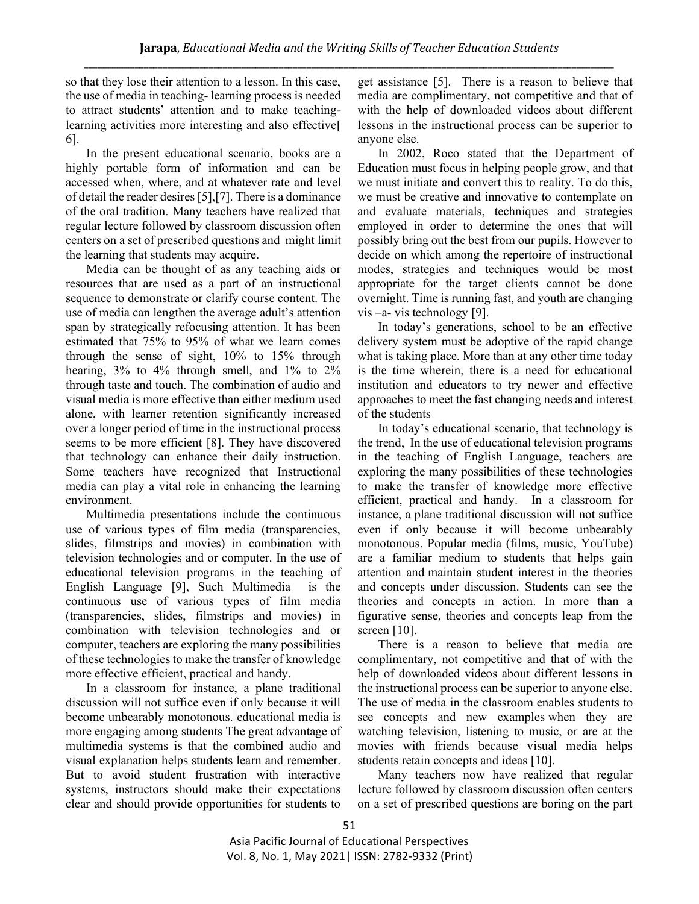so that they lose their attention to a lesson. In this case, the use of media in teaching- learning process is needed to attract students' attention and to make teaching-learning activities more interesting and also effective[ 6].

In the present educational scenario, books are a highly portable form of information and can be accessed when, where, and at whatever rate and level of detail the reader desires [5],[7]. There is a dominance of the oral tradition. Many teachers have realized that regular lecture followed by classroom discussion often centers on a set of prescribed questions and might limit the learning that students may acquire.

Media can be thought of as any teaching aids or resources that are used as a part of an instructional sequence to demonstrate or clarify course content. The use of media can lengthen the average adult's attention span by strategically refocusing attention. It has been estimated that 75% to 95% of what we learn comes through the sense of sight, 10% to 15% through hearing, 3% to 4% through smell, and 1% to 2% through taste and touch. The combination of audio and visual media is more effective than either medium used alone, with learner retention significantly increased over a longer period of time in the instructional process seems to be more efficient [8]. They have discovered that technology can enhance their daily instruction. Some teachers have recognized that Instructional media can play a vital role in enhancing the learning environment.

Multimedia presentations include the continuous use of various types of film media (transparencies, slides, filmstrips and movies) in combination with television technologies and or computer. In the use of educational television programs in the teaching of English Language [9], Such Multimedia is the continuous use of various types of film media (transparencies, slides, filmstrips and movies) in combination with television technologies and or computer, teachers are exploring the many possibilities of these technologies to make the transfer of knowledge more effective efficient, practical and handy.

In a classroom for instance, a plane traditional discussion will not suffice even if only because it will become unbearably monotonous. educational media is more engaging among students The great advantage of multimedia systems is that the combined audio and visual explanation helps students learn and remember. But to avoid student frustration with interactive systems, instructors should make their expectations clear and should provide opportunities for students to get assistance [5]. There is a reason to believe that media are complimentary, not competitive and that of with the help of downloaded videos about different lessons in the instructional process can be superior to anyone else.

In 2002, Roco stated that the Department of Education must focus in helping people grow, and that we must initiate and convert this to reality. To do this, we must be creative and innovative to contemplate on and evaluate materials, techniques and strategies employed in order to determine the ones that will possibly bring out the best from our pupils. However to decide on which among the repertoire of instructional modes, strategies and techniques would be most appropriate for the target clients cannot be done overnight. Time is running fast, and youth are changing vis –a- vis technology [9].

In today's generations, school to be an effective delivery system must be adoptive of the rapid change what is taking place. More than at any other time today is the time wherein, there is a need for educational institution and educators to try newer and effective approaches to meet the fast changing needs and interest of the students

In today's educational scenario, that technology is the trend, In the use of educational television programs in the teaching of English Language, teachers are exploring the many possibilities of these technologies to make the transfer of knowledge more effective efficient, practical and handy. In a classroom for instance, a plane traditional discussion will not suffice even if only because it will become unbearably monotonous. Popular media (films, music, YouTube) are a familiar medium to students that helps gain attention and maintain student interest in the theories and concepts under discussion. Students can see the theories and concepts in action. In more than a figurative sense, theories and concepts leap from the screen [10].

There is a reason to believe that media are complimentary, not competitive and that of with the help of downloaded videos about different lessons in the instructional process can be superior to anyone else. The use of media in the classroom enables students to see concepts and new examples when they are watching television, listening to music, or are at the movies with friends because visual media helps students retain concepts and ideas [10].

Many teachers now have realized that regular lecture followed by classroom discussion often centers on a set of prescribed questions are boring on the part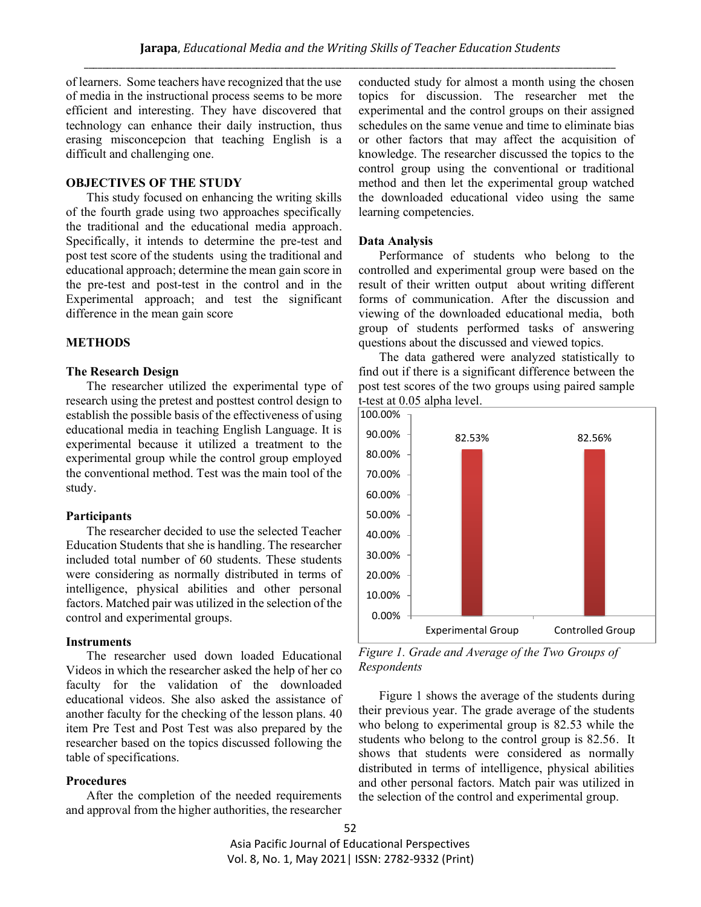of learners. Some teachers have recognized that the use of media in the instructional process seems to be more efficient and interesting. They have discovered that technology can enhance their daily instruction, thus erasing misconcepcion that teaching English is a difficult and challenging one.

## OBJECTIVES OF THE STUDY

This study focused on enhancing the writing skills of the fourth grade using two approaches specifically the traditional and the educational media approach. Specifically, it intends to determine the pre-test and post test score of the students using the traditional and educational approach; determine the mean gain score in the pre-test and post-test in the control and in the Experimental approach; and test the significant difference in the mean gain score

## METHODS

### The Research Design

The researcher utilized the experimental type of research using the pretest and posttest control design to establish the possible basis of the effectiveness of using educational media in teaching English Language. It is experimental because it utilized a treatment to the experimental group while the control group employed the conventional method. Test was the main tool of the study.

### Participants

The researcher decided to use the selected Teacher Education Students that she is handling. The researcher included total number of 60 students. These students were considering as normally distributed in terms of intelligence, physical abilities and other personal factors. Matched pair was utilized in the selection of the control and experimental groups.

### Instruments

The researcher used down loaded Educational Videos in which the researcher asked the help of her co faculty for the validation of the downloaded educational videos. She also asked the assistance of another faculty for the checking of the lesson plans. 40 item Pre Test and Post Test was also prepared by the researcher based on the topics discussed following the table of specifications.

### Procedures

After the completion of the needed requirements and approval from the higher authorities, the researcher conducted study for almost a month using the chosen topics for discussion. The researcher met the experimental and the control groups on their assigned schedules on the same venue and time to eliminate bias or other factors that may affect the acquisition of knowledge. The researcher discussed the topics to the control group using the conventional or traditional method and then let the experimental group watched the downloaded educational video using the same learning competencies.

### Data Analysis

Performance of students who belong to the controlled and experimental group were based on the result of their written output about writing different forms of communication. After the discussion and viewing of the downloaded educational media, both group of students performed tasks of answering questions about the discussed and viewed topics.

The data gathered were analyzed statistically to find out if there is a significant difference between the post test scores of the two groups using paired sample t-test at 0.05 alpha level.

| Group | Grade Average |
|---|---|
| Experimental Group | 82.53% |
| Controlled Group | 82.56% |

*Figure 1. Grade and Average of the Two Groups of Respondents*

Figure 1 shows the average of the students during their previous year. The grade average of the students who belong to experimental group is 82.53 while the students who belong to the control group is 82.56. It shows that students were considered as normally distributed in terms of intelligence, physical abilities and other personal factors. Match pair was utilized in the selection of the control and experimental group.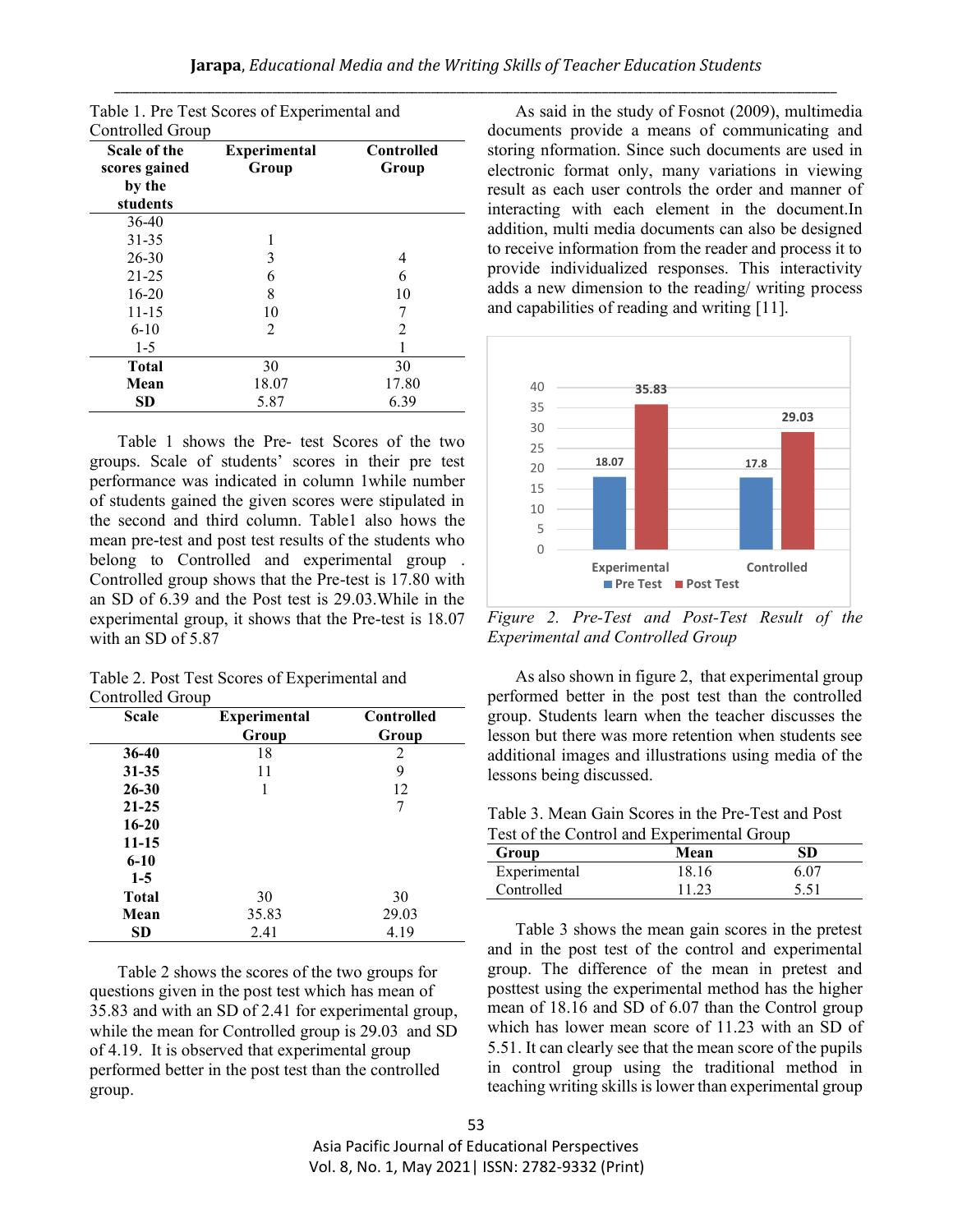Table 1. Pre Test Scores of Experimental and Controlled Group

| Scale of the scores gained by the students | Experimental Group | Controlled Group |
|---|---|---|
| 36-40 | | |
| 31-35 | 1 | |
| 26-30 | 3 | 4 |
| 21-25 | 6 | 6 |
| 16-20 | 8 | 10 |
| 11-15 | 10 | 7 |
| 6-10 | 2 | 2 |
| 1-5 | | 1 |
| **Total** | 30 | 30 |
| **Mean** | 18.07 | 17.80 |
| **SD** | 5.87 | 6.39 |

Table 1 shows the Pre- test Scores of the two groups. Scale of students' scores in their pre test performance was indicated in column 1while number of students gained the given scores were stipulated in the second and third column. Table1 also hows the mean pre-test and post test results of the students who belong to Controlled and experimental group . Controlled group shows that the Pre-test is 17.80 with an SD of 6.39 and the Post test is 29.03.While in the experimental group, it shows that the Pre-test is 18.07 with an SD of 5.87

Table 2. Post Test Scores of Experimental and Controlled Group

| Scale | Experimental Group | Controlled Group |
|---|---|---|
| **36-40** | 18 | 2 |
| **31-35** | 11 | 9 |
| **26-30** | 1 | 12 |
| **21-25** | | 7 |
| **16-20** | | |
| **11-15** | | |
| **6-10** | | |
| **1-5** | | |
| **Total** | 30 | 30 |
| **Mean** | 35.83 | 29.03 |
| **SD** | 2.41 | 4.19 |

Table 2 shows the scores of the two groups for questions given in the post test which has mean of 35.83 and with an SD of 2.41 for experimental group, while the mean for Controlled group is 29.03 and SD of 4.19. It is observed that experimental group performed better in the post test than the controlled group.

As said in the study of Fosnot (2009), multimedia documents provide a means of communicating and storing nformation. Since such documents are used in electronic format only, many variations in viewing result as each user controls the order and manner of interacting with each element in the document.In addition, multi media documents can also be designed to receive information from the reader and process it to provide individualized responses. This interactivity adds a new dimension to the reading/ writing process and capabilities of reading and writing [11].

*Figure 2. Pre-Test and Post-Test Result of the Experimental and Controlled Group*

As also shown in figure 2, that experimental group performed better in the post test than the controlled group. Students learn when the teacher discusses the lesson but there was more retention when students see additional images and illustrations using media of the lessons being discussed.

Table 3. Mean Gain Scores in the Pre-Test and Post Test of the Control and Experimental Group

| Group | Mean | SD |
|---|---|---|
| Experimental | 18.16 | 6.07 |
| Controlled | 11.23 | 5.51 |

Table 3 shows the mean gain scores in the pretest and in the post test of the control and experimental group. The difference of the mean in pretest and posttest using the experimental method has the higher mean of 18.16 and SD of 6.07 than the Control group which has lower mean score of 11.23 with an SD of 5.51. It can clearly see that the mean score of the pupils in control group using the traditional method in teaching writing skills is lower than experimental group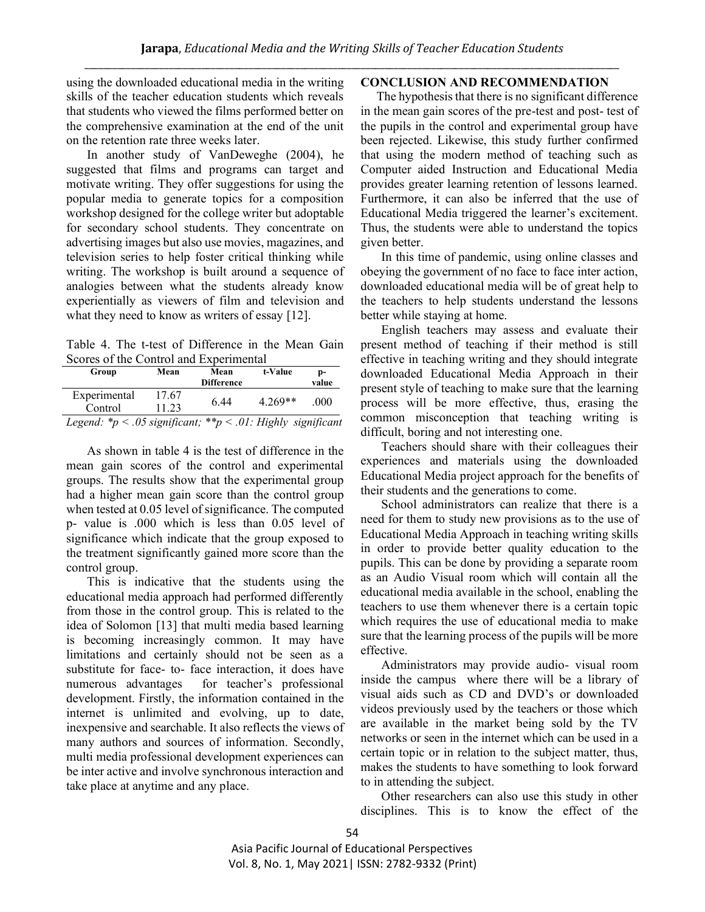using the downloaded educational media in the writing skills of the teacher education students which reveals that students who viewed the films performed better on the comprehensive examination at the end of the unit on the retention rate three weeks later.

In another study of VanDeweghe (2004), he suggested that films and programs can target and motivate writing. They offer suggestions for using the popular media to generate topics for a composition workshop designed for the college writer but adoptable for secondary school students. They concentrate on advertising images but also use movies, magazines, and television series to help foster critical thinking while writing. The workshop is built around a sequence of analogies between what the students already know experientially as viewers of film and television and what they need to know as writers of essay [12].

Table 4. The t-test of Difference in the Mean Gain Scores of the Control and Experimental

| Group | Mean | Mean Difference | t-Value | p-value |
|---|---|---|---|---|
| Experimental | 17.67 | 6.44 | 4.269** | .000 |
| Control | 11.23 | | | |

*Legend: *p < .05 significant; **p < .01: Highly significant*

As shown in table 4 is the test of difference in the mean gain scores of the control and experimental groups. The results show that the experimental group had a higher mean gain score than the control group when tested at 0.05 level of significance. The computed p- value is .000 which is less than 0.05 level of significance which indicate that the group exposed to the treatment significantly gained more score than the control group.

This is indicative that the students using the educational media approach had performed differently from those in the control group. This is related to the idea of Solomon [13] that multi media based learning is becoming increasingly common. It may have limitations and certainly should not be seen as a substitute for face- to- face interaction, it does have numerous advantages for teacher's professional development. Firstly, the information contained in the internet is unlimited and evolving, up to date, inexpensive and searchable. It also reflects the views of many authors and sources of information. Secondly, multi media professional development experiences can be inter active and involve synchronous interaction and take place at anytime and any place.

## CONCLUSION AND RECOMMENDATION

The hypothesis that there is no significant difference in the mean gain scores of the pre-test and post- test of the pupils in the control and experimental group have been rejected. Likewise, this study further confirmed that using the modern method of teaching such as Computer aided Instruction and Educational Media provides greater learning retention of lessons learned. Furthermore, it can also be inferred that the use of Educational Media triggered the learner's excitement. Thus, the students were able to understand the topics given better.

In this time of pandemic, using online classes and obeying the government of no face to face inter action, downloaded educational media will be of great help to the teachers to help students understand the lessons better while staying at home.

English teachers may assess and evaluate their present method of teaching if their method is still effective in teaching writing and they should integrate downloaded Educational Media Approach in their present style of teaching to make sure that the learning process will be more effective, thus, erasing the common misconception that teaching writing is difficult, boring and not interesting one.

Teachers should share with their colleagues their experiences and materials using the downloaded Educational Media project approach for the benefits of their students and the generations to come.

School administrators can realize that there is a need for them to study new provisions as to the use of Educational Media Approach in teaching writing skills in order to provide better quality education to the pupils. This can be done by providing a separate room as an Audio Visual room which will contain all the educational media available in the school, enabling the teachers to use them whenever there is a certain topic which requires the use of educational media to make sure that the learning process of the pupils will be more effective.

Administrators may provide audio- visual room inside the campus where there will be a library of visual aids such as CD and DVD's or downloaded videos previously used by the teachers or those which are available in the market being sold by the TV networks or seen in the internet which can be used in a certain topic or in relation to the subject matter, thus, makes the students to have something to look forward to in attending the subject.

Other researchers can also use this study in other disciplines. This is to know the effect of the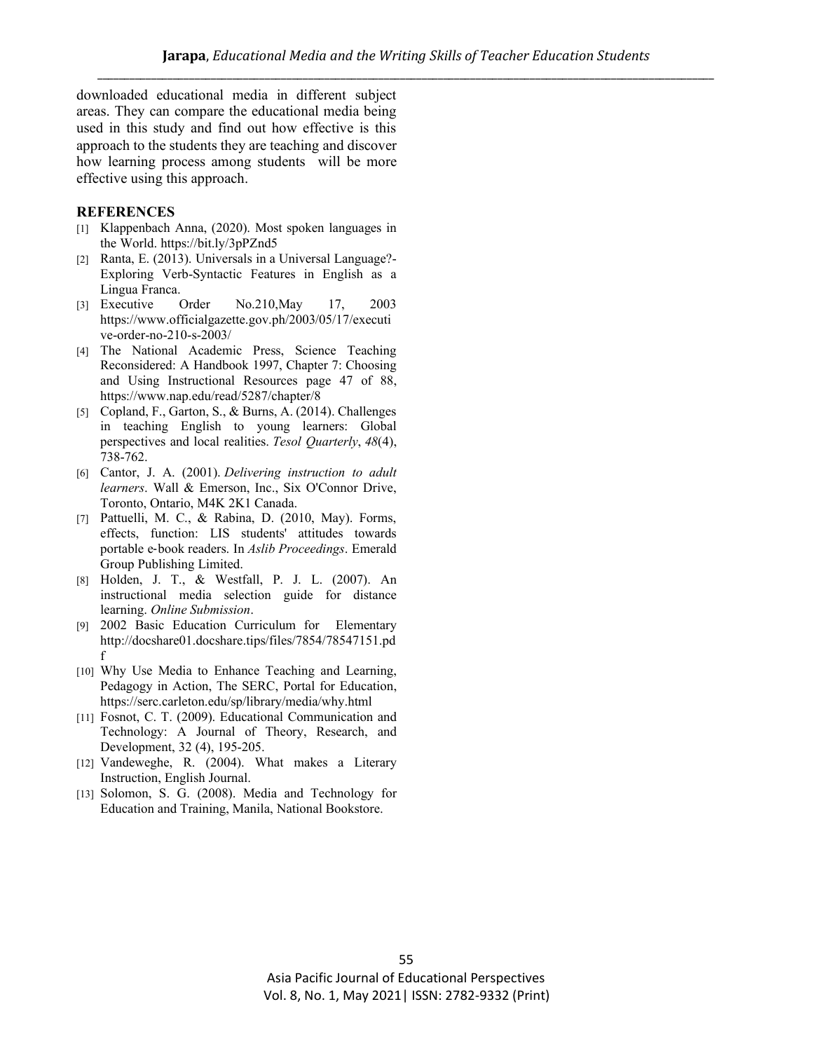downloaded educational media in different subject areas. They can compare the educational media being used in this study and find out how effective is this approach to the students they are teaching and discover how learning process among students will be more effective using this approach.

## REFERENCES

[1] Klappenbach Anna, (2020). Most spoken languages in the World. https://bit.ly/3pPZnd5

[2] Ranta, E. (2013). Universals in a Universal Language?- Exploring Verb-Syntactic Features in English as a Lingua Franca.

[3] Executive Order No.210,May 17, 2003 https://www.officialgazette.gov.ph/2003/05/17/executive-order-no-210-s-2003/

[4] The National Academic Press, Science Teaching Reconsidered: A Handbook 1997, Chapter 7: Choosing and Using Instructional Resources page 47 of 88, https://www.nap.edu/read/5287/chapter/8

[5] Copland, F., Garton, S., & Burns, A. (2014). Challenges in teaching English to young learners: Global perspectives and local realities. *Tesol Quarterly*, *48*(4), 738-762.

[6] Cantor, J. A. (2001). *Delivering instruction to adult learners*. Wall & Emerson, Inc., Six O'Connor Drive, Toronto, Ontario, M4K 2K1 Canada.

[7] Pattuelli, M. C., & Rabina, D. (2010, May). Forms, effects, function: LIS students' attitudes towards portable e-book readers. In *Aslib Proceedings*. Emerald Group Publishing Limited.

[8] Holden, J. T., & Westfall, P. J. L. (2007). An instructional media selection guide for distance learning. *Online Submission*.

[9] 2002 Basic Education Curriculum for Elementary http://docshare01.docshare.tips/files/7854/78547151.pdf

[10] Why Use Media to Enhance Teaching and Learning, Pedagogy in Action, The SERC, Portal for Education, https://serc.carleton.edu/sp/library/media/why.html

[11] Fosnot, C. T. (2009). Educational Communication and Technology: A Journal of Theory, Research, and Development, 32 (4), 195-205.

[12] Vandeweghe, R. (2004). What makes a Literary Instruction, English Journal.

[13] Solomon, S. G. (2008). Media and Technology for Education and Training, Manila, National Bookstore.